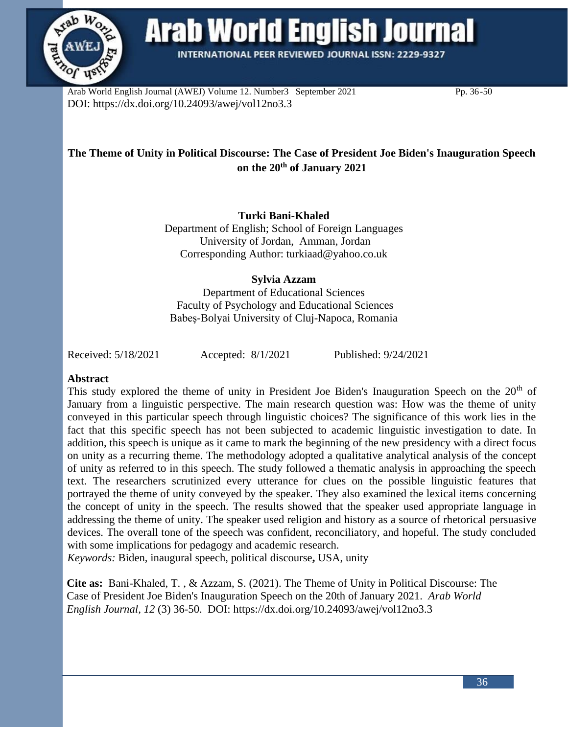DOI: https://dx.doi.org/10.24093/awej/vol12no3.3

# The Theme of Unity in Political Discourse: The Case of President Joe Biden's Inauguration Speech on the 20th of January 2021

**Turki Bani-Khaled**
Department of English; School of Foreign Languages
University of Jordan, Amman, Jordan
Corresponding Author: turkiaad@yahoo.co.uk

**Sylvia Azzam**
Department of Educational Sciences
Faculty of Psychology and Educational Sciences
Babeș-Bolyai University of Cluj-Napoca, Romania

Received: 5/18/2021 Accepted: 8/1/2021 Published: 9/24/2021

## Abstract

This study explored the theme of unity in President Joe Biden's Inauguration Speech on the 20th of January from a linguistic perspective. The main research question was: How was the theme of unity conveyed in this particular speech through linguistic choices? The significance of this work lies in the fact that this specific speech has not been subjected to academic linguistic investigation to date. In addition, this speech is unique as it came to mark the beginning of the new presidency with a direct focus on unity as a recurring theme. The methodology adopted a qualitative analytical analysis of the concept of unity as referred to in this speech. The study followed a thematic analysis in approaching the speech text. The researchers scrutinized every utterance for clues on the possible linguistic features that portrayed the theme of unity conveyed by the speaker. They also examined the lexical items concerning the concept of unity in the speech. The results showed that the speaker used appropriate language in addressing the theme of unity. The speaker used religion and history as a source of rhetorical persuasive devices. The overall tone of the speech was confident, reconciliatory, and hopeful. The study concluded with some implications for pedagogy and academic research.

*Keywords:* Biden, inaugural speech, political discourse**,** USA, unity

**Cite as:** Bani-Khaled, T. , & Azzam, S. (2021). The Theme of Unity in Political Discourse: The Case of President Joe Biden's Inauguration Speech on the 20th of January 2021. *Arab World English Journal, 12* (3) 36-50. DOI: https://dx.doi.org/10.24093/awej/vol12no3.3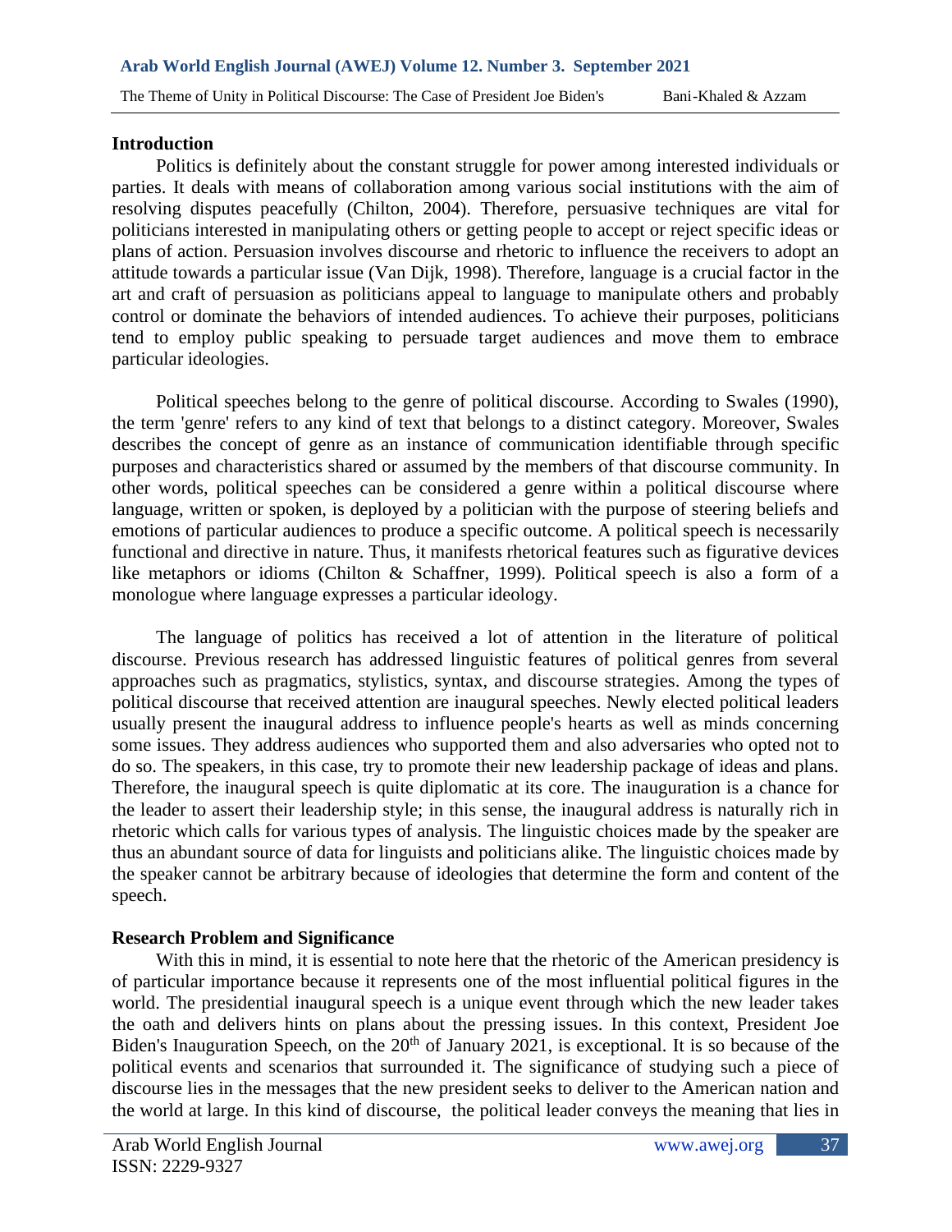## Introduction

Politics is definitely about the constant struggle for power among interested individuals or parties. It deals with means of collaboration among various social institutions with the aim of resolving disputes peacefully (Chilton, 2004). Therefore, persuasive techniques are vital for politicians interested in manipulating others or getting people to accept or reject specific ideas or plans of action. Persuasion involves discourse and rhetoric to influence the receivers to adopt an attitude towards a particular issue (Van Dijk, 1998). Therefore, language is a crucial factor in the art and craft of persuasion as politicians appeal to language to manipulate others and probably control or dominate the behaviors of intended audiences. To achieve their purposes, politicians tend to employ public speaking to persuade target audiences and move them to embrace particular ideologies.

Political speeches belong to the genre of political discourse. According to Swales (1990), the term 'genre' refers to any kind of text that belongs to a distinct category. Moreover, Swales describes the concept of genre as an instance of communication identifiable through specific purposes and characteristics shared or assumed by the members of that discourse community. In other words, political speeches can be considered a genre within a political discourse where language, written or spoken, is deployed by a politician with the purpose of steering beliefs and emotions of particular audiences to produce a specific outcome. A political speech is necessarily functional and directive in nature. Thus, it manifests rhetorical features such as figurative devices like metaphors or idioms (Chilton & Schaffner, 1999). Political speech is also a form of a monologue where language expresses a particular ideology.

The language of politics has received a lot of attention in the literature of political discourse. Previous research has addressed linguistic features of political genres from several approaches such as pragmatics, stylistics, syntax, and discourse strategies. Among the types of political discourse that received attention are inaugural speeches. Newly elected political leaders usually present the inaugural address to influence people's hearts as well as minds concerning some issues. They address audiences who supported them and also adversaries who opted not to do so. The speakers, in this case, try to promote their new leadership package of ideas and plans. Therefore, the inaugural speech is quite diplomatic at its core. The inauguration is a chance for the leader to assert their leadership style; in this sense, the inaugural address is naturally rich in rhetoric which calls for various types of analysis. The linguistic choices made by the speaker are thus an abundant source of data for linguists and politicians alike. The linguistic choices made by the speaker cannot be arbitrary because of ideologies that determine the form and content of the speech.

## Research Problem and Significance

With this in mind, it is essential to note here that the rhetoric of the American presidency is of particular importance because it represents one of the most influential political figures in the world. The presidential inaugural speech is a unique event through which the new leader takes the oath and delivers hints on plans about the pressing issues. In this context, President Joe Biden's Inauguration Speech, on the 20th of January 2021, is exceptional. It is so because of the political events and scenarios that surrounded it. The significance of studying such a piece of discourse lies in the messages that the new president seeks to deliver to the American nation and the world at large. In this kind of discourse, the political leader conveys the meaning that lies in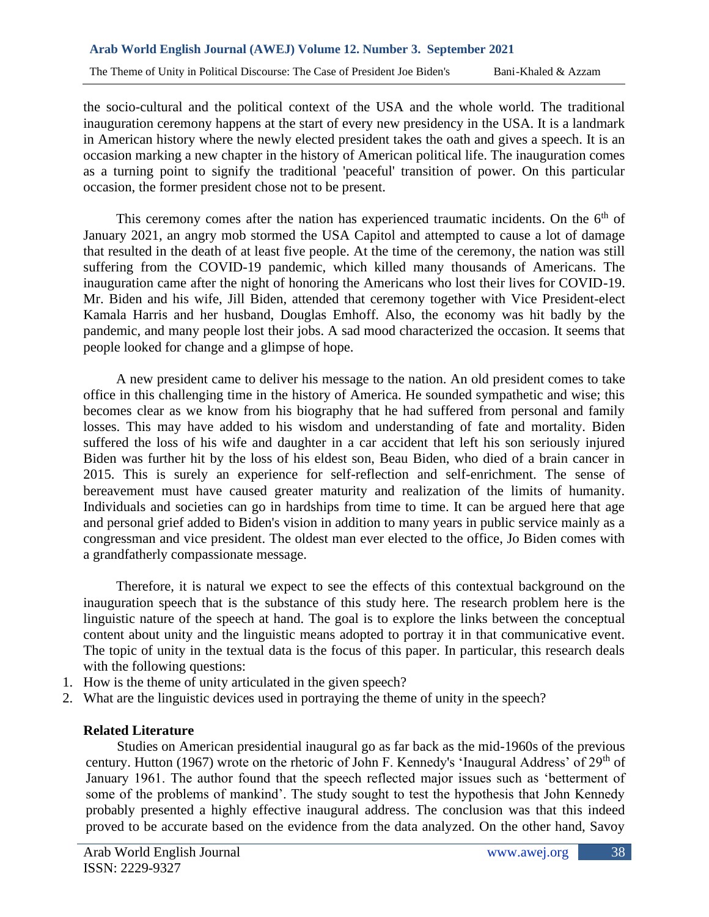the socio-cultural and the political context of the USA and the whole world. The traditional inauguration ceremony happens at the start of every new presidency in the USA. It is a landmark in American history where the newly elected president takes the oath and gives a speech. It is an occasion marking a new chapter in the history of American political life. The inauguration comes as a turning point to signify the traditional 'peaceful' transition of power. On this particular occasion, the former president chose not to be present.

This ceremony comes after the nation has experienced traumatic incidents. On the 6th of January 2021, an angry mob stormed the USA Capitol and attempted to cause a lot of damage that resulted in the death of at least five people. At the time of the ceremony, the nation was still suffering from the COVID-19 pandemic, which killed many thousands of Americans. The inauguration came after the night of honoring the Americans who lost their lives for COVID-19. Mr. Biden and his wife, Jill Biden, attended that ceremony together with Vice President-elect Kamala Harris and her husband, Douglas Emhoff. Also, the economy was hit badly by the pandemic, and many people lost their jobs. A sad mood characterized the occasion. It seems that people looked for change and a glimpse of hope.

A new president came to deliver his message to the nation. An old president comes to take office in this challenging time in the history of America. He sounded sympathetic and wise; this becomes clear as we know from his biography that he had suffered from personal and family losses. This may have added to his wisdom and understanding of fate and mortality. Biden suffered the loss of his wife and daughter in a car accident that left his son seriously injured Biden was further hit by the loss of his eldest son, Beau Biden, who died of a brain cancer in 2015. This is surely an experience for self-reflection and self-enrichment. The sense of bereavement must have caused greater maturity and realization of the limits of humanity. Individuals and societies can go in hardships from time to time. It can be argued here that age and personal grief added to Biden's vision in addition to many years in public service mainly as a congressman and vice president. The oldest man ever elected to the office, Jo Biden comes with a grandfatherly compassionate message.

Therefore, it is natural we expect to see the effects of this contextual background on the inauguration speech that is the substance of this study here. The research problem here is the linguistic nature of the speech at hand. The goal is to explore the links between the conceptual content about unity and the linguistic means adopted to portray it in that communicative event. The topic of unity in the textual data is the focus of this paper. In particular, this research deals with the following questions:

1. How is the theme of unity articulated in the given speech?
2. What are the linguistic devices used in portraying the theme of unity in the speech?

## Related Literature

Studies on American presidential inaugural go as far back as the mid-1960s of the previous century. Hutton (1967) wrote on the rhetoric of John F. Kennedy's 'Inaugural Address' of 29th of January 1961. The author found that the speech reflected major issues such as 'betterment of some of the problems of mankind'. The study sought to test the hypothesis that John Kennedy probably presented a highly effective inaugural address. The conclusion was that this indeed proved to be accurate based on the evidence from the data analyzed. On the other hand, Savoy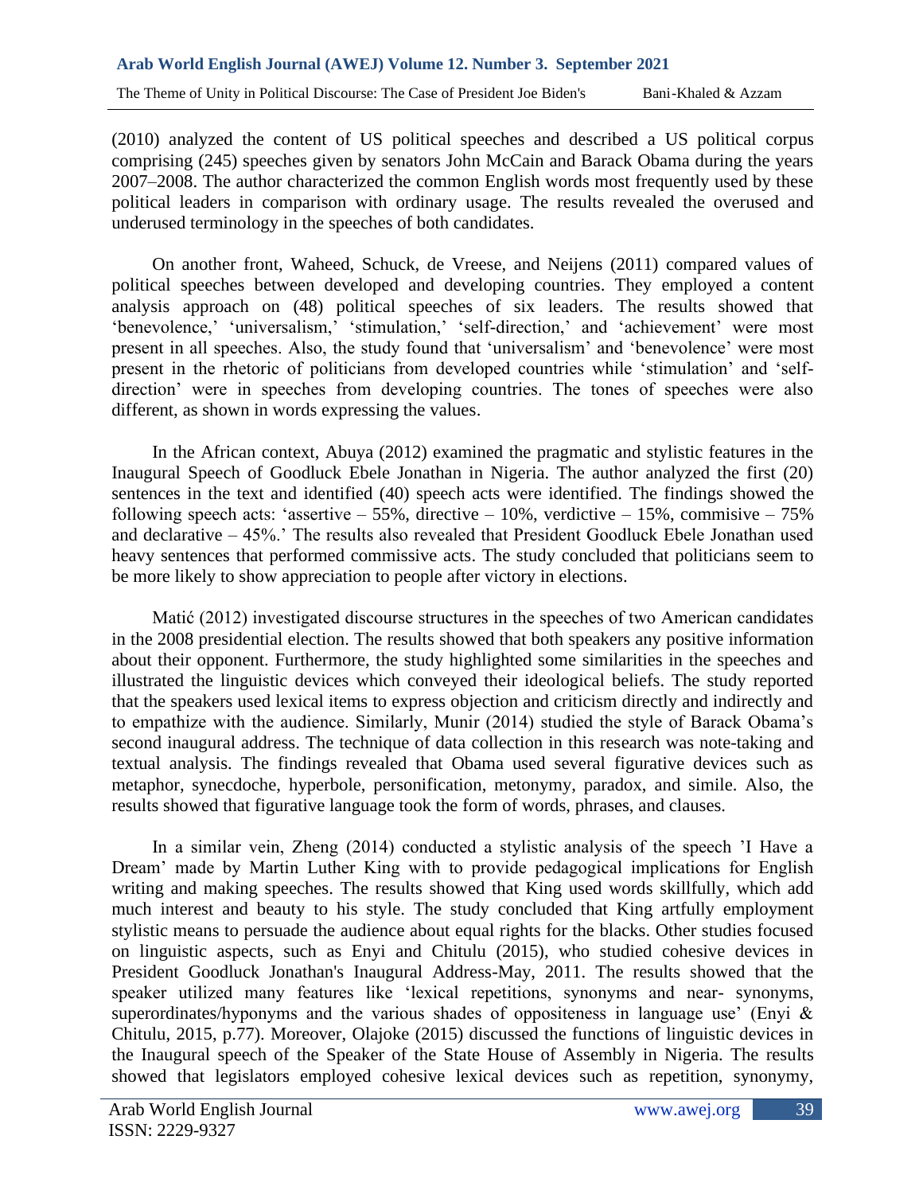(2010) analyzed the content of US political speeches and described a US political corpus comprising (245) speeches given by senators John McCain and Barack Obama during the years 2007–2008. The author characterized the common English words most frequently used by these political leaders in comparison with ordinary usage. The results revealed the overused and underused terminology in the speeches of both candidates.

On another front, Waheed, Schuck, de Vreese, and Neijens (2011) compared values of political speeches between developed and developing countries. They employed a content analysis approach on (48) political speeches of six leaders. The results showed that 'benevolence,' 'universalism,' 'stimulation,' 'self-direction,' and 'achievement' were most present in all speeches. Also, the study found that 'universalism' and 'benevolence' were most present in the rhetoric of politicians from developed countries while 'stimulation' and 'self-direction' were in speeches from developing countries. The tones of speeches were also different, as shown in words expressing the values.

In the African context, Abuya (2012) examined the pragmatic and stylistic features in the Inaugural Speech of Goodluck Ebele Jonathan in Nigeria. The author analyzed the first (20) sentences in the text and identified (40) speech acts were identified. The findings showed the following speech acts: 'assertive – 55%, directive – 10%, verdictive – 15%, commisive – 75% and declarative – 45%.' The results also revealed that President Goodluck Ebele Jonathan used heavy sentences that performed commissive acts. The study concluded that politicians seem to be more likely to show appreciation to people after victory in elections.

Matić (2012) investigated discourse structures in the speeches of two American candidates in the 2008 presidential election. The results showed that both speakers any positive information about their opponent. Furthermore, the study highlighted some similarities in the speeches and illustrated the linguistic devices which conveyed their ideological beliefs. The study reported that the speakers used lexical items to express objection and criticism directly and indirectly and to empathize with the audience. Similarly, Munir (2014) studied the style of Barack Obama's second inaugural address. The technique of data collection in this research was note-taking and textual analysis. The findings revealed that Obama used several figurative devices such as metaphor, synecdoche, hyperbole, personification, metonymy, paradox, and simile. Also, the results showed that figurative language took the form of words, phrases, and clauses.

In a similar vein, Zheng (2014) conducted a stylistic analysis of the speech 'I Have a Dream' made by Martin Luther King with to provide pedagogical implications for English writing and making speeches. The results showed that King used words skillfully, which add much interest and beauty to his style. The study concluded that King artfully employment stylistic means to persuade the audience about equal rights for the blacks. Other studies focused on linguistic aspects, such as Enyi and Chitulu (2015), who studied cohesive devices in President Goodluck Jonathan's Inaugural Address-May, 2011. The results showed that the speaker utilized many features like 'lexical repetitions, synonyms and near- synonyms, superordinates/hyponyms and the various shades of oppositeness in language use' (Enyi & Chitulu, 2015, p.77). Moreover, Olajoke (2015) discussed the functions of linguistic devices in the Inaugural speech of the Speaker of the State House of Assembly in Nigeria. The results showed that legislators employed cohesive lexical devices such as repetition, synonymy,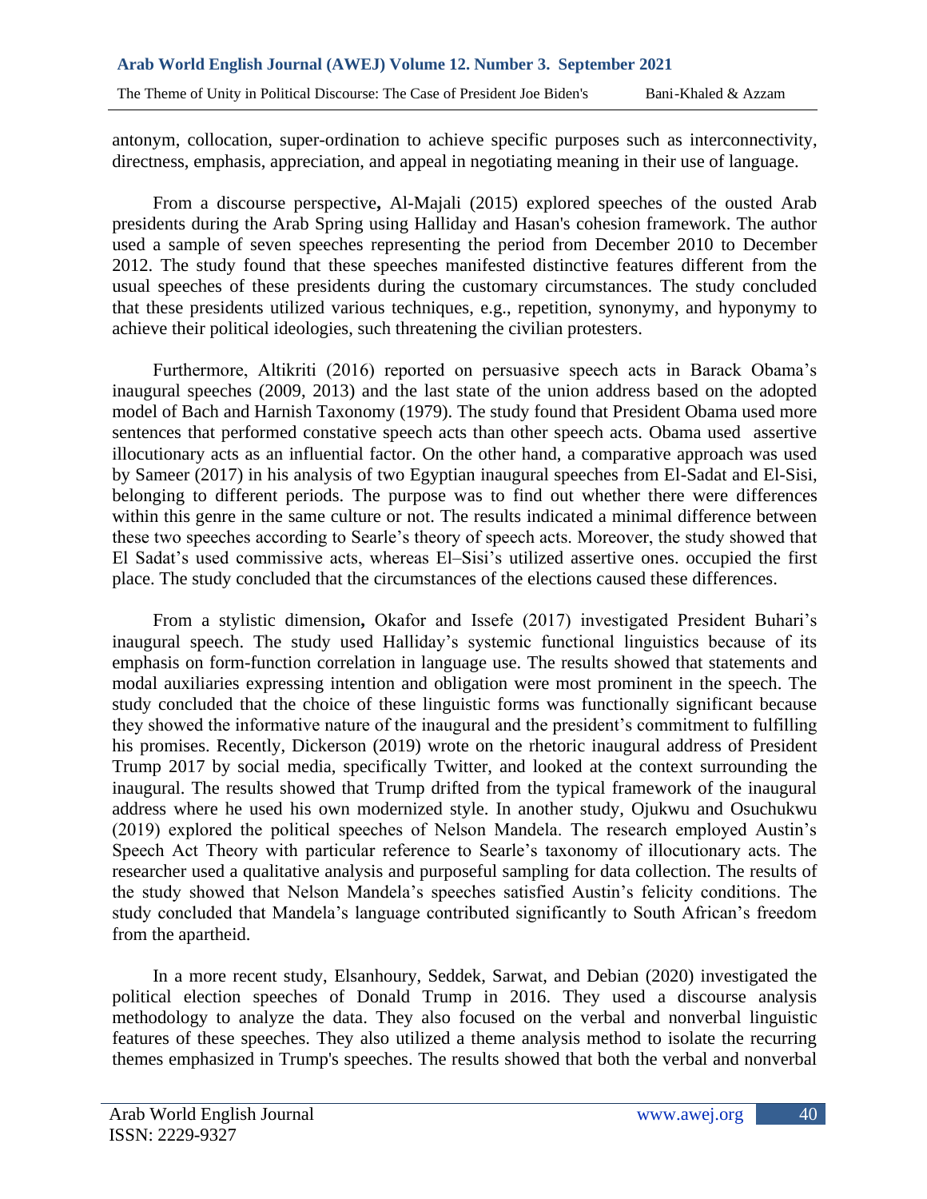antonym, collocation, super-ordination to achieve specific purposes such as interconnectivity, directness, emphasis, appreciation, and appeal in negotiating meaning in their use of language.

From a discourse perspective**,** Al-Majali (2015) explored speeches of the ousted Arab presidents during the Arab Spring using Halliday and Hasan's cohesion framework. The author used a sample of seven speeches representing the period from December 2010 to December 2012. The study found that these speeches manifested distinctive features different from the usual speeches of these presidents during the customary circumstances. The study concluded that these presidents utilized various techniques, e.g., repetition, synonymy, and hyponymy to achieve their political ideologies, such threatening the civilian protesters.

Furthermore, Altikriti (2016) reported on persuasive speech acts in Barack Obama's inaugural speeches (2009, 2013) and the last state of the union address based on the adopted model of Bach and Harnish Taxonomy (1979). The study found that President Obama used more sentences that performed constative speech acts than other speech acts. Obama used assertive illocutionary acts as an influential factor. On the other hand, a comparative approach was used by Sameer (2017) in his analysis of two Egyptian inaugural speeches from El-Sadat and El-Sisi, belonging to different periods. The purpose was to find out whether there were differences within this genre in the same culture or not. The results indicated a minimal difference between these two speeches according to Searle's theory of speech acts. Moreover, the study showed that El Sadat's used commissive acts, whereas El–Sisi's utilized assertive ones. occupied the first place. The study concluded that the circumstances of the elections caused these differences.

From a stylistic dimension**,** Okafor and Issefe (2017) investigated President Buhari's inaugural speech. The study used Halliday's systemic functional linguistics because of its emphasis on form-function correlation in language use. The results showed that statements and modal auxiliaries expressing intention and obligation were most prominent in the speech. The study concluded that the choice of these linguistic forms was functionally significant because they showed the informative nature of the inaugural and the president's commitment to fulfilling his promises. Recently, Dickerson (2019) wrote on the rhetoric inaugural address of President Trump 2017 by social media, specifically Twitter, and looked at the context surrounding the inaugural. The results showed that Trump drifted from the typical framework of the inaugural address where he used his own modernized style. In another study, Ojukwu and Osuchukwu (2019) explored the political speeches of Nelson Mandela. The research employed Austin's Speech Act Theory with particular reference to Searle's taxonomy of illocutionary acts. The researcher used a qualitative analysis and purposeful sampling for data collection. The results of the study showed that Nelson Mandela's speeches satisfied Austin's felicity conditions. The study concluded that Mandela's language contributed significantly to South African's freedom from the apartheid.

In a more recent study, Elsanhoury, Seddek, Sarwat, and Debian (2020) investigated the political election speeches of Donald Trump in 2016. They used a discourse analysis methodology to analyze the data. They also focused on the verbal and nonverbal linguistic features of these speeches. They also utilized a theme analysis method to isolate the recurring themes emphasized in Trump's speeches. The results showed that both the verbal and nonverbal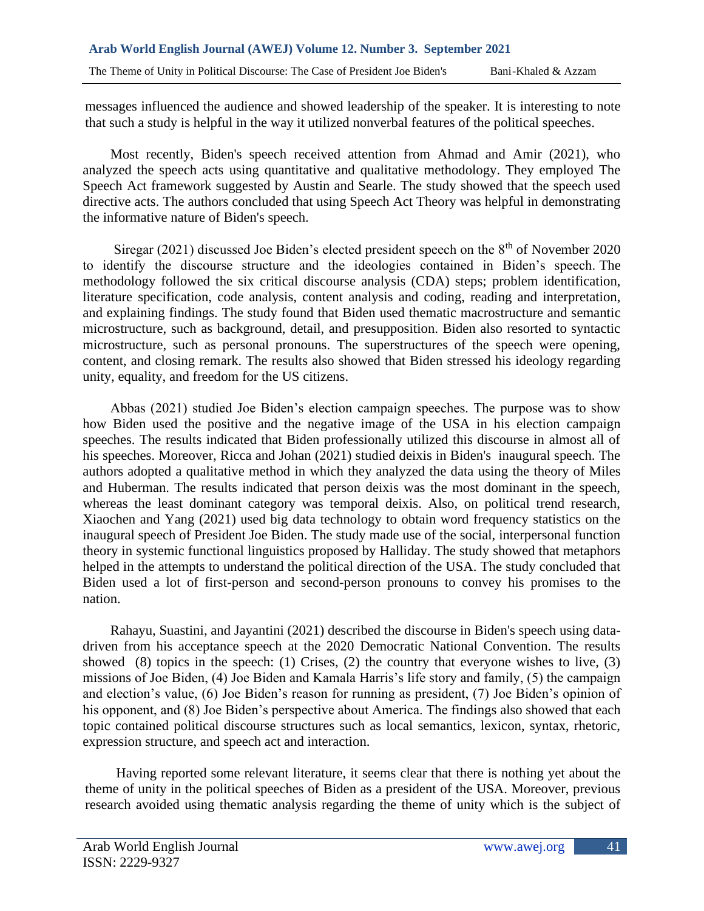messages influenced the audience and showed leadership of the speaker. It is interesting to note that such a study is helpful in the way it utilized nonverbal features of the political speeches.

Most recently, Biden's speech received attention from Ahmad and Amir (2021), who analyzed the speech acts using quantitative and qualitative methodology. They employed The Speech Act framework suggested by Austin and Searle. The study showed that the speech used directive acts. The authors concluded that using Speech Act Theory was helpful in demonstrating the informative nature of Biden's speech.

Siregar (2021) discussed Joe Biden's elected president speech on the 8th of November 2020 to identify the discourse structure and the ideologies contained in Biden's speech. The methodology followed the six critical discourse analysis (CDA) steps; problem identification, literature specification, code analysis, content analysis and coding, reading and interpretation, and explaining findings. The study found that Biden used thematic macrostructure and semantic microstructure, such as background, detail, and presupposition. Biden also resorted to syntactic microstructure, such as personal pronouns. The superstructures of the speech were opening, content, and closing remark. The results also showed that Biden stressed his ideology regarding unity, equality, and freedom for the US citizens.

Abbas (2021) studied Joe Biden's election campaign speeches. The purpose was to show how Biden used the positive and the negative image of the USA in his election campaign speeches. The results indicated that Biden professionally utilized this discourse in almost all of his speeches. Moreover, Ricca and Johan (2021) studied deixis in Biden's inaugural speech. The authors adopted a qualitative method in which they analyzed the data using the theory of Miles and Huberman. The results indicated that person deixis was the most dominant in the speech, whereas the least dominant category was temporal deixis. Also, on political trend research, Xiaochen and Yang (2021) used big data technology to obtain word frequency statistics on the inaugural speech of President Joe Biden. The study made use of the social, interpersonal function theory in systemic functional linguistics proposed by Halliday. The study showed that metaphors helped in the attempts to understand the political direction of the USA. The study concluded that Biden used a lot of first-person and second-person pronouns to convey his promises to the nation.

Rahayu, Suastini, and Jayantini (2021) described the discourse in Biden's speech using data-driven from his acceptance speech at the 2020 Democratic National Convention. The results showed (8) topics in the speech: (1) Crises, (2) the country that everyone wishes to live, (3) missions of Joe Biden, (4) Joe Biden and Kamala Harris's life story and family, (5) the campaign and election's value, (6) Joe Biden's reason for running as president, (7) Joe Biden's opinion of his opponent, and (8) Joe Biden's perspective about America. The findings also showed that each topic contained political discourse structures such as local semantics, lexicon, syntax, rhetoric, expression structure, and speech act and interaction.

Having reported some relevant literature, it seems clear that there is nothing yet about the theme of unity in the political speeches of Biden as a president of the USA. Moreover, previous research avoided using thematic analysis regarding the theme of unity which is the subject of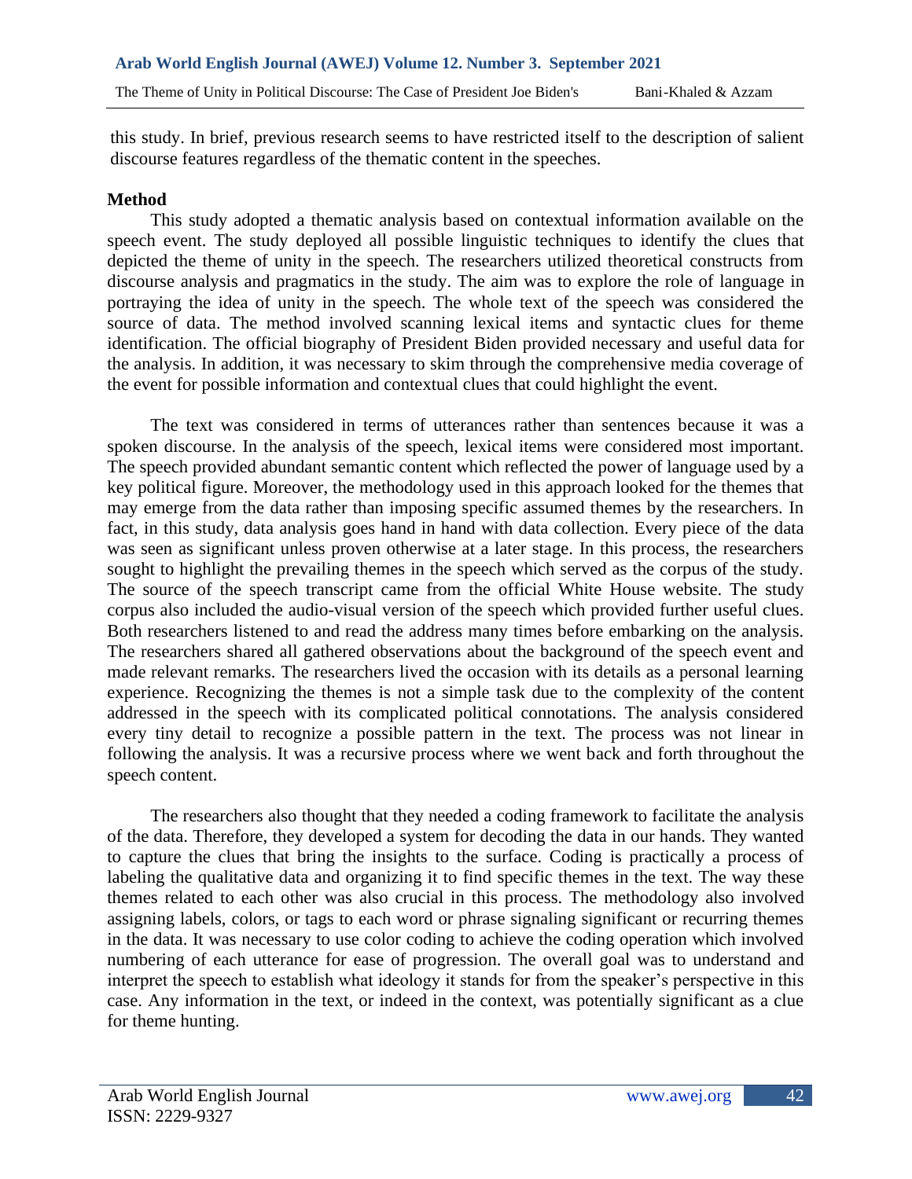this study. In brief, previous research seems to have restricted itself to the description of salient discourse features regardless of the thematic content in the speeches.

## Method

This study adopted a thematic analysis based on contextual information available on the speech event. The study deployed all possible linguistic techniques to identify the clues that depicted the theme of unity in the speech. The researchers utilized theoretical constructs from discourse analysis and pragmatics in the study. The aim was to explore the role of language in portraying the idea of unity in the speech. The whole text of the speech was considered the source of data. The method involved scanning lexical items and syntactic clues for theme identification. The official biography of President Biden provided necessary and useful data for the analysis. In addition, it was necessary to skim through the comprehensive media coverage of the event for possible information and contextual clues that could highlight the event.

The text was considered in terms of utterances rather than sentences because it was a spoken discourse. In the analysis of the speech, lexical items were considered most important. The speech provided abundant semantic content which reflected the power of language used by a key political figure. Moreover, the methodology used in this approach looked for the themes that may emerge from the data rather than imposing specific assumed themes by the researchers. In fact, in this study, data analysis goes hand in hand with data collection. Every piece of the data was seen as significant unless proven otherwise at a later stage. In this process, the researchers sought to highlight the prevailing themes in the speech which served as the corpus of the study. The source of the speech transcript came from the official White House website. The study corpus also included the audio-visual version of the speech which provided further useful clues. Both researchers listened to and read the address many times before embarking on the analysis. The researchers shared all gathered observations about the background of the speech event and made relevant remarks. The researchers lived the occasion with its details as a personal learning experience. Recognizing the themes is not a simple task due to the complexity of the content addressed in the speech with its complicated political connotations. The analysis considered every tiny detail to recognize a possible pattern in the text. The process was not linear in following the analysis. It was a recursive process where we went back and forth throughout the speech content.

The researchers also thought that they needed a coding framework to facilitate the analysis of the data. Therefore, they developed a system for decoding the data in our hands. They wanted to capture the clues that bring the insights to the surface. Coding is practically a process of labeling the qualitative data and organizing it to find specific themes in the text. The way these themes related to each other was also crucial in this process. The methodology also involved assigning labels, colors, or tags to each word or phrase signaling significant or recurring themes in the data. It was necessary to use color coding to achieve the coding operation which involved numbering of each utterance for ease of progression. The overall goal was to understand and interpret the speech to establish what ideology it stands for from the speaker's perspective in this case. Any information in the text, or indeed in the context, was potentially significant as a clue for theme hunting.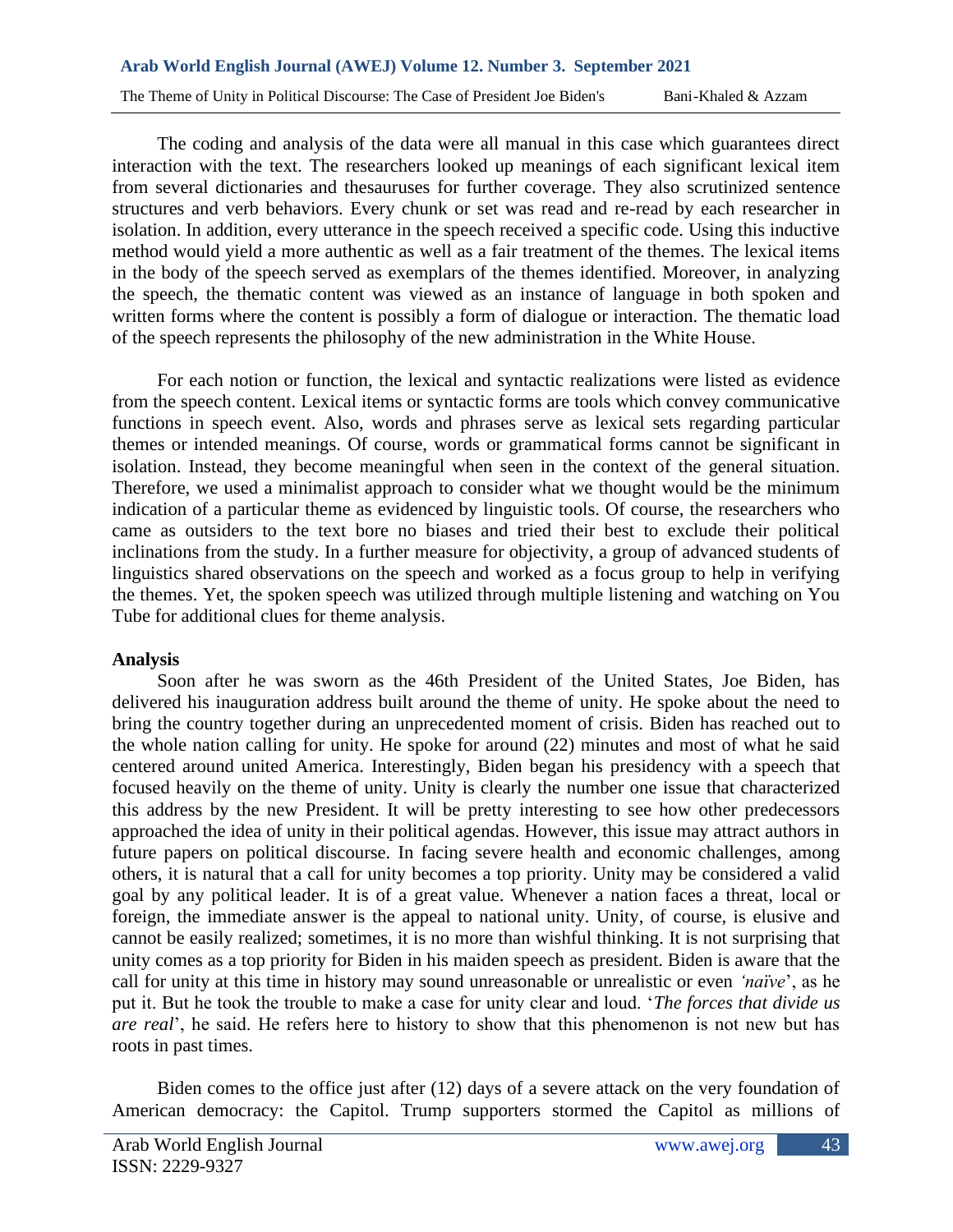The coding and analysis of the data were all manual in this case which guarantees direct interaction with the text. The researchers looked up meanings of each significant lexical item from several dictionaries and thesauruses for further coverage. They also scrutinized sentence structures and verb behaviors. Every chunk or set was read and re-read by each researcher in isolation. In addition, every utterance in the speech received a specific code. Using this inductive method would yield a more authentic as well as a fair treatment of the themes. The lexical items in the body of the speech served as exemplars of the themes identified. Moreover, in analyzing the speech, the thematic content was viewed as an instance of language in both spoken and written forms where the content is possibly a form of dialogue or interaction. The thematic load of the speech represents the philosophy of the new administration in the White House.

For each notion or function, the lexical and syntactic realizations were listed as evidence from the speech content. Lexical items or syntactic forms are tools which convey communicative functions in speech event. Also, words and phrases serve as lexical sets regarding particular themes or intended meanings. Of course, words or grammatical forms cannot be significant in isolation. Instead, they become meaningful when seen in the context of the general situation. Therefore, we used a minimalist approach to consider what we thought would be the minimum indication of a particular theme as evidenced by linguistic tools. Of course, the researchers who came as outsiders to the text bore no biases and tried their best to exclude their political inclinations from the study. In a further measure for objectivity, a group of advanced students of linguistics shared observations on the speech and worked as a focus group to help in verifying the themes. Yet, the spoken speech was utilized through multiple listening and watching on You Tube for additional clues for theme analysis.

## Analysis

Soon after he was sworn as the 46th President of the United States, Joe Biden, has delivered his inauguration address built around the theme of unity. He spoke about the need to bring the country together during an unprecedented moment of crisis. Biden has reached out to the whole nation calling for unity. He spoke for around (22) minutes and most of what he said centered around united America. Interestingly, Biden began his presidency with a speech that focused heavily on the theme of unity. Unity is clearly the number one issue that characterized this address by the new President. It will be pretty interesting to see how other predecessors approached the idea of unity in their political agendas. However, this issue may attract authors in future papers on political discourse. In facing severe health and economic challenges, among others, it is natural that a call for unity becomes a top priority. Unity may be considered a valid goal by any political leader. It is of a great value. Whenever a nation faces a threat, local or foreign, the immediate answer is the appeal to national unity. Unity, of course, is elusive and cannot be easily realized; sometimes, it is no more than wishful thinking. It is not surprising that unity comes as a top priority for Biden in his maiden speech as president. Biden is aware that the call for unity at this time in history may sound unreasonable or unrealistic or even *'naïve'*, as he put it. But he took the trouble to make a case for unity clear and loud. '*The forces that divide us are real*', he said. He refers here to history to show that this phenomenon is not new but has roots in past times.

Biden comes to the office just after (12) days of a severe attack on the very foundation of American democracy: the Capitol. Trump supporters stormed the Capitol as millions of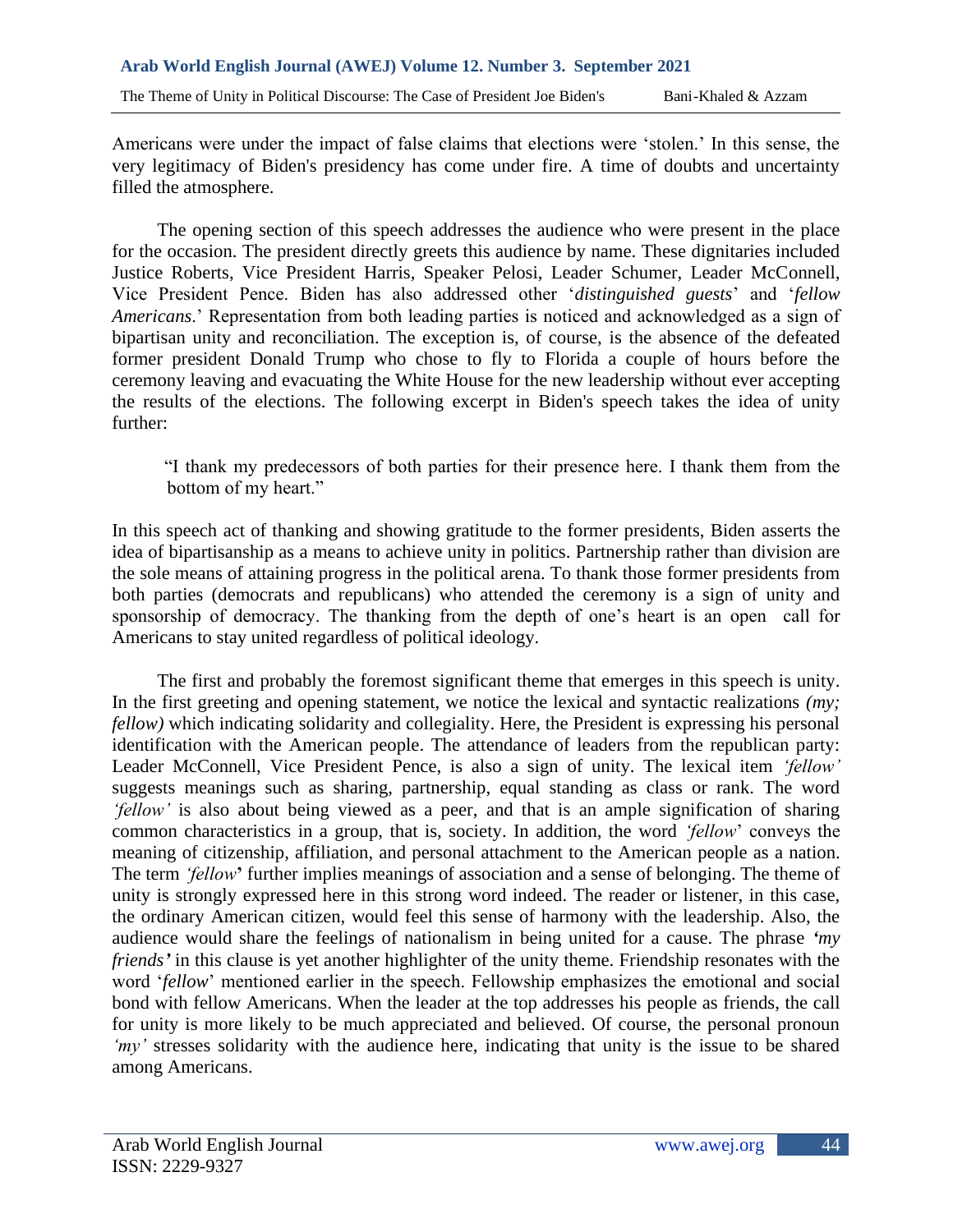Americans were under the impact of false claims that elections were 'stolen.' In this sense, the very legitimacy of Biden's presidency has come under fire. A time of doubts and uncertainty filled the atmosphere.

The opening section of this speech addresses the audience who were present in the place for the occasion. The president directly greets this audience by name. These dignitaries included Justice Roberts, Vice President Harris, Speaker Pelosi, Leader Schumer, Leader McConnell, Vice President Pence. Biden has also addressed other '*distinguished guests*' and '*fellow Americans*.' Representation from both leading parties is noticed and acknowledged as a sign of bipartisan unity and reconciliation. The exception is, of course, is the absence of the defeated former president Donald Trump who chose to fly to Florida a couple of hours before the ceremony leaving and evacuating the White House for the new leadership without ever accepting the results of the elections. The following excerpt in Biden's speech takes the idea of unity further:

> "I thank my predecessors of both parties for their presence here. I thank them from the bottom of my heart."

In this speech act of thanking and showing gratitude to the former presidents, Biden asserts the idea of bipartisanship as a means to achieve unity in politics. Partnership rather than division are the sole means of attaining progress in the political arena. To thank those former presidents from both parties (democrats and republicans) who attended the ceremony is a sign of unity and sponsorship of democracy. The thanking from the depth of one's heart is an open call for Americans to stay united regardless of political ideology.

The first and probably the foremost significant theme that emerges in this speech is unity. In the first greeting and opening statement, we notice the lexical and syntactic realizations *(my; fellow)* which indicating solidarity and collegiality. Here, the President is expressing his personal identification with the American people. The attendance of leaders from the republican party: Leader McConnell, Vice President Pence, is also a sign of unity. The lexical item *'fellow'* suggests meanings such as sharing, partnership, equal standing as class or rank. The word *'fellow'* is also about being viewed as a peer, and that is an ample signification of sharing common characteristics in a group, that is, society. In addition, the word *'fellow*' conveys the meaning of citizenship, affiliation, and personal attachment to the American people as a nation. The term *'fellow*' further implies meanings of association and a sense of belonging. The theme of unity is strongly expressed here in this strong word indeed. The reader or listener, in this case, the ordinary American citizen, would feel this sense of harmony with the leadership. Also, the audience would share the feelings of nationalism in being united for a cause. The phrase ***'my friends'*** in this clause is yet another highlighter of the unity theme. Friendship resonates with the word '*fellow*' mentioned earlier in the speech. Fellowship emphasizes the emotional and social bond with fellow Americans. When the leader at the top addresses his people as friends, the call for unity is more likely to be much appreciated and believed. Of course, the personal pronoun *'my'* stresses solidarity with the audience here, indicating that unity is the issue to be shared among Americans.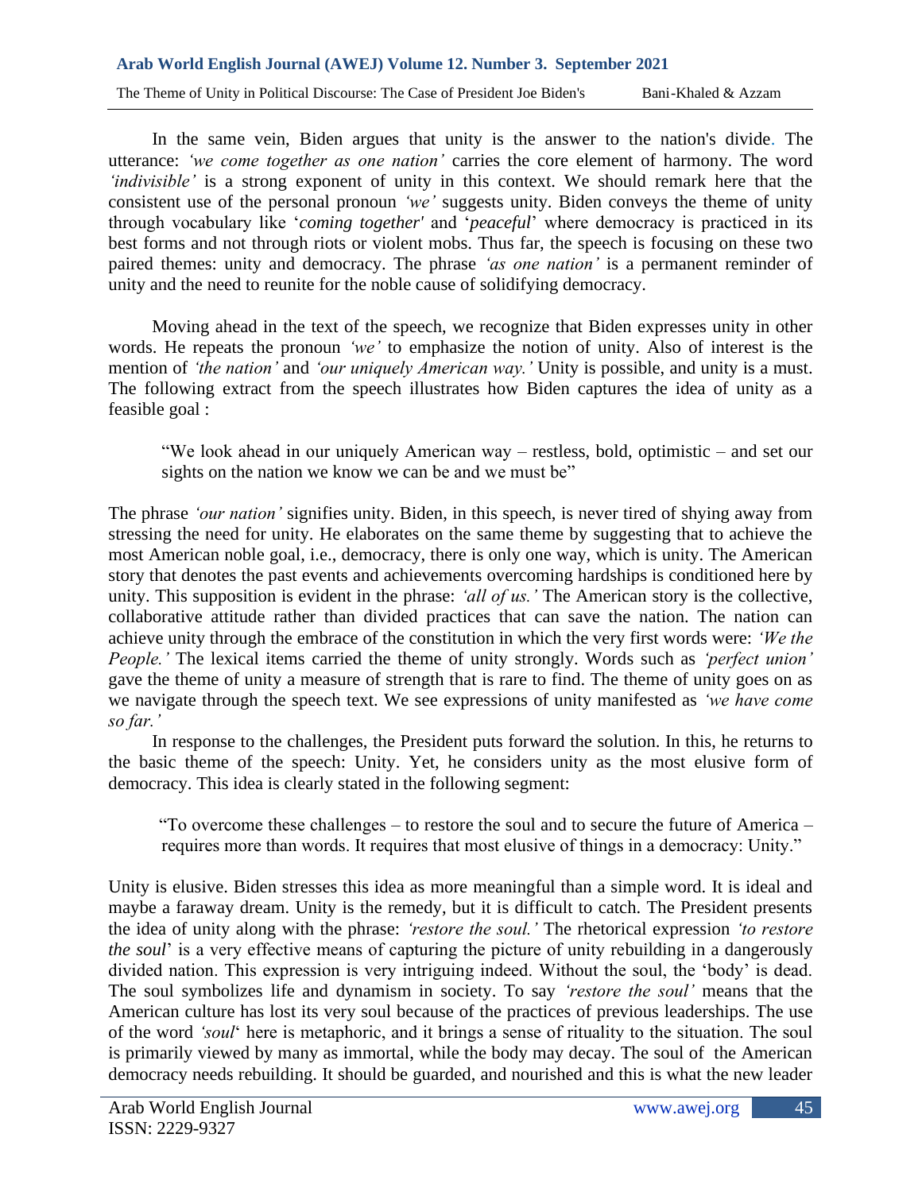In the same vein, Biden argues that unity is the answer to the nation's divide. The utterance: *'we come together as one nation'* carries the core element of harmony. The word *'indivisible'* is a strong exponent of unity in this context. We should remark here that the consistent use of the personal pronoun *'we'* suggests unity. Biden conveys the theme of unity through vocabulary like '*coming together*' and '*peaceful*' where democracy is practiced in its best forms and not through riots or violent mobs. Thus far, the speech is focusing on these two paired themes: unity and democracy. The phrase *'as one nation'* is a permanent reminder of unity and the need to reunite for the noble cause of solidifying democracy.

Moving ahead in the text of the speech, we recognize that Biden expresses unity in other words. He repeats the pronoun *'we'* to emphasize the notion of unity. Also of interest is the mention of *'the nation'* and *'our uniquely American way.'* Unity is possible, and unity is a must. The following extract from the speech illustrates how Biden captures the idea of unity as a feasible goal :

> "We look ahead in our uniquely American way – restless, bold, optimistic – and set our sights on the nation we know we can be and we must be"

The phrase *'our nation'* signifies unity. Biden, in this speech, is never tired of shying away from stressing the need for unity. He elaborates on the same theme by suggesting that to achieve the most American noble goal, i.e., democracy, there is only one way, which is unity. The American story that denotes the past events and achievements overcoming hardships is conditioned here by unity. This supposition is evident in the phrase: *'all of us.'* The American story is the collective, collaborative attitude rather than divided practices that can save the nation. The nation can achieve unity through the embrace of the constitution in which the very first words were: *'We the People.'* The lexical items carried the theme of unity strongly. Words such as *'perfect union'* gave the theme of unity a measure of strength that is rare to find. The theme of unity goes on as we navigate through the speech text. We see expressions of unity manifested as *'we have come so far.'*

In response to the challenges, the President puts forward the solution. In this, he returns to the basic theme of the speech: Unity. Yet, he considers unity as the most elusive form of democracy. This idea is clearly stated in the following segment:

> "To overcome these challenges – to restore the soul and to secure the future of America – requires more than words. It requires that most elusive of things in a democracy: Unity."

Unity is elusive. Biden stresses this idea as more meaningful than a simple word. It is ideal and maybe a faraway dream. Unity is the remedy, but it is difficult to catch. The President presents the idea of unity along with the phrase: *'restore the soul.'* The rhetorical expression *'to restore the soul*' is a very effective means of capturing the picture of unity rebuilding in a dangerously divided nation. This expression is very intriguing indeed. Without the soul, the 'body' is dead. The soul symbolizes life and dynamism in society. To say *'restore the soul'* means that the American culture has lost its very soul because of the practices of previous leaderships. The use of the word *'soul*' here is metaphoric, and it brings a sense of rituality to the situation. The soul is primarily viewed by many as immortal, while the body may decay. The soul of the American democracy needs rebuilding. It should be guarded, and nourished and this is what the new leader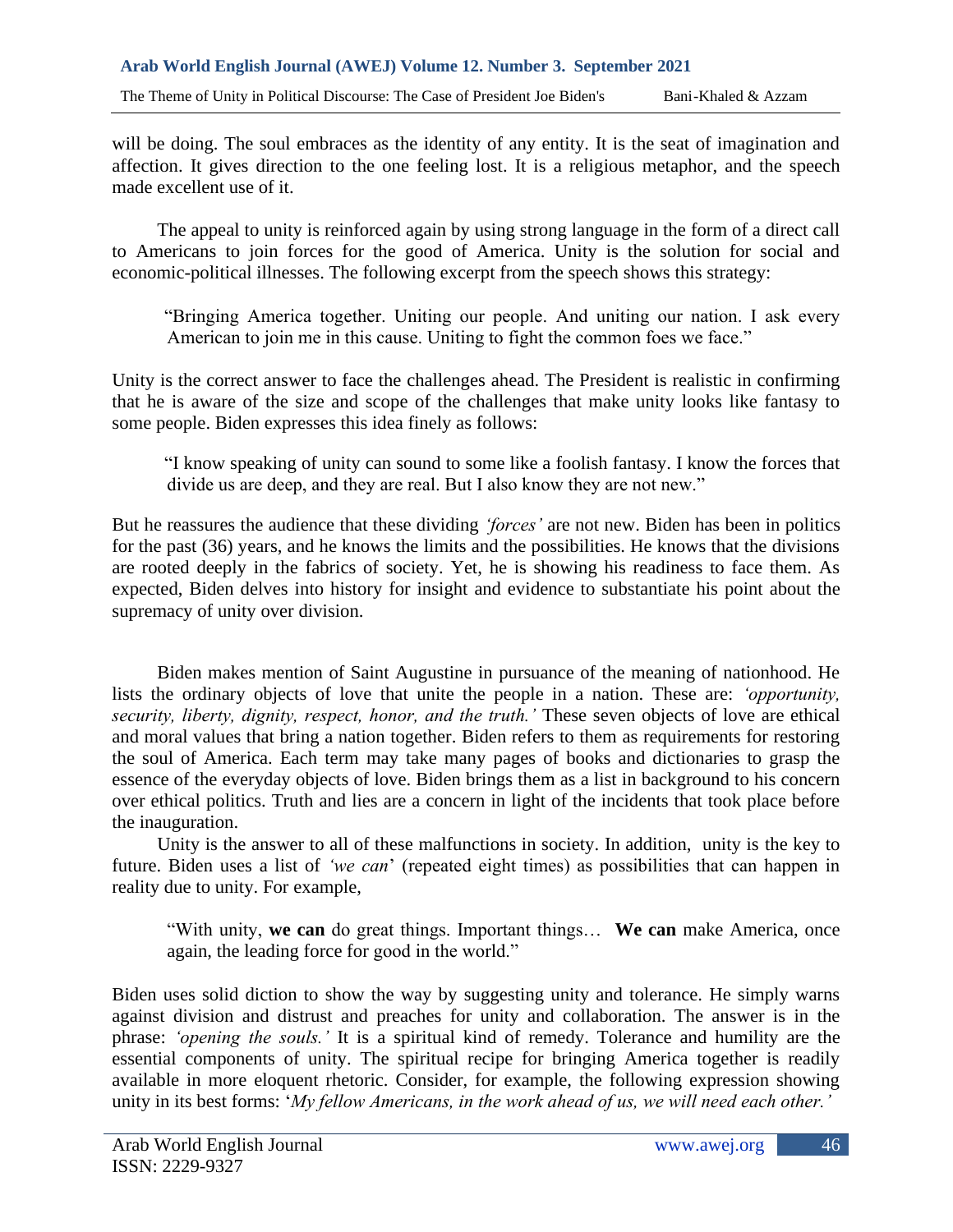will be doing. The soul embraces as the identity of any entity. It is the seat of imagination and affection. It gives direction to the one feeling lost. It is a religious metaphor, and the speech made excellent use of it.

The appeal to unity is reinforced again by using strong language in the form of a direct call to Americans to join forces for the good of America. Unity is the solution for social and economic-political illnesses. The following excerpt from the speech shows this strategy:

> "Bringing America together. Uniting our people. And uniting our nation. I ask every American to join me in this cause. Uniting to fight the common foes we face."

Unity is the correct answer to face the challenges ahead. The President is realistic in confirming that he is aware of the size and scope of the challenges that make unity looks like fantasy to some people. Biden expresses this idea finely as follows:

> "I know speaking of unity can sound to some like a foolish fantasy. I know the forces that divide us are deep, and they are real. But I also know they are not new."

But he reassures the audience that these dividing *'forces'* are not new. Biden has been in politics for the past (36) years, and he knows the limits and the possibilities. He knows that the divisions are rooted deeply in the fabrics of society. Yet, he is showing his readiness to face them. As expected, Biden delves into history for insight and evidence to substantiate his point about the supremacy of unity over division.

Biden makes mention of Saint Augustine in pursuance of the meaning of nationhood. He lists the ordinary objects of love that unite the people in a nation. These are: *'opportunity, security, liberty, dignity, respect, honor, and the truth.'* These seven objects of love are ethical and moral values that bring a nation together. Biden refers to them as requirements for restoring the soul of America. Each term may take many pages of books and dictionaries to grasp the essence of the everyday objects of love. Biden brings them as a list in background to his concern over ethical politics. Truth and lies are a concern in light of the incidents that took place before the inauguration.

Unity is the answer to all of these malfunctions in society. In addition, unity is the key to future. Biden uses a list of *'we can'* (repeated eight times) as possibilities that can happen in reality due to unity. For example,

> "With unity, **we can** do great things. Important things… **We can** make America, once again, the leading force for good in the world."

Biden uses solid diction to show the way by suggesting unity and tolerance. He simply warns against division and distrust and preaches for unity and collaboration. The answer is in the phrase: *'opening the souls.'* It is a spiritual kind of remedy. Tolerance and humility are the essential components of unity. The spiritual recipe for bringing America together is readily available in more eloquent rhetoric. Consider, for example, the following expression showing unity in its best forms: '*My fellow Americans, in the work ahead of us, we will need each other.'*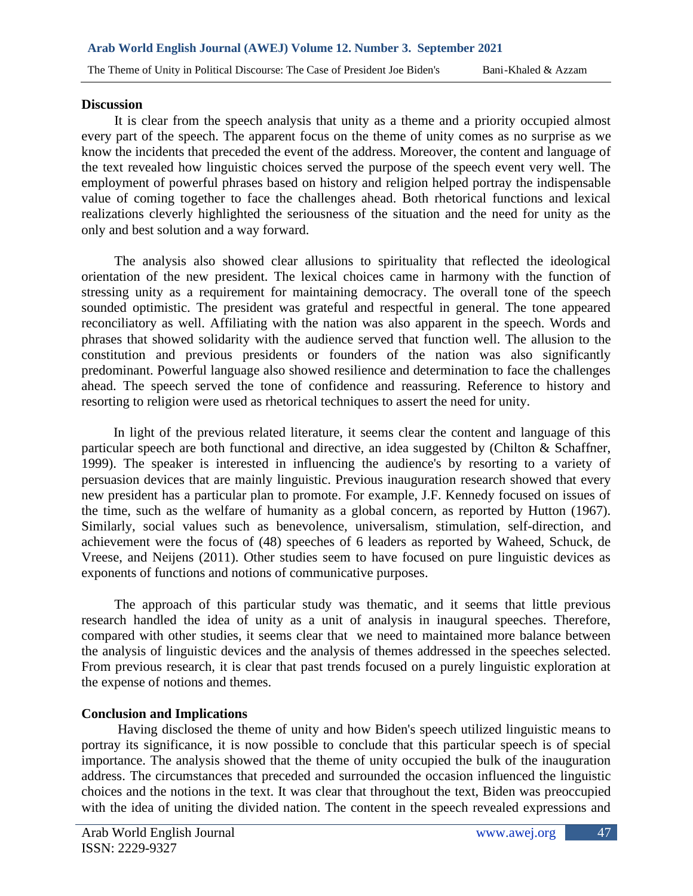## Discussion

It is clear from the speech analysis that unity as a theme and a priority occupied almost every part of the speech. The apparent focus on the theme of unity comes as no surprise as we know the incidents that preceded the event of the address. Moreover, the content and language of the text revealed how linguistic choices served the purpose of the speech event very well. The employment of powerful phrases based on history and religion helped portray the indispensable value of coming together to face the challenges ahead. Both rhetorical functions and lexical realizations cleverly highlighted the seriousness of the situation and the need for unity as the only and best solution and a way forward.

The analysis also showed clear allusions to spirituality that reflected the ideological orientation of the new president. The lexical choices came in harmony with the function of stressing unity as a requirement for maintaining democracy. The overall tone of the speech sounded optimistic. The president was grateful and respectful in general. The tone appeared reconciliatory as well. Affiliating with the nation was also apparent in the speech. Words and phrases that showed solidarity with the audience served that function well. The allusion to the constitution and previous presidents or founders of the nation was also significantly predominant. Powerful language also showed resilience and determination to face the challenges ahead. The speech served the tone of confidence and reassuring. Reference to history and resorting to religion were used as rhetorical techniques to assert the need for unity.

In light of the previous related literature, it seems clear the content and language of this particular speech are both functional and directive, an idea suggested by (Chilton & Schaffner, 1999). The speaker is interested in influencing the audience's by resorting to a variety of persuasion devices that are mainly linguistic. Previous inauguration research showed that every new president has a particular plan to promote. For example, J.F. Kennedy focused on issues of the time, such as the welfare of humanity as a global concern, as reported by Hutton (1967). Similarly, social values such as benevolence, universalism, stimulation, self-direction, and achievement were the focus of (48) speeches of 6 leaders as reported by Waheed, Schuck, de Vreese, and Neijens (2011). Other studies seem to have focused on pure linguistic devices as exponents of functions and notions of communicative purposes.

The approach of this particular study was thematic, and it seems that little previous research handled the idea of unity as a unit of analysis in inaugural speeches. Therefore, compared with other studies, it seems clear that we need to maintained more balance between the analysis of linguistic devices and the analysis of themes addressed in the speeches selected. From previous research, it is clear that past trends focused on a purely linguistic exploration at the expense of notions and themes.

## Conclusion and Implications

Having disclosed the theme of unity and how Biden's speech utilized linguistic means to portray its significance, it is now possible to conclude that this particular speech is of special importance. The analysis showed that the theme of unity occupied the bulk of the inauguration address. The circumstances that preceded and surrounded the occasion influenced the linguistic choices and the notions in the text. It was clear that throughout the text, Biden was preoccupied with the idea of uniting the divided nation. The content in the speech revealed expressions and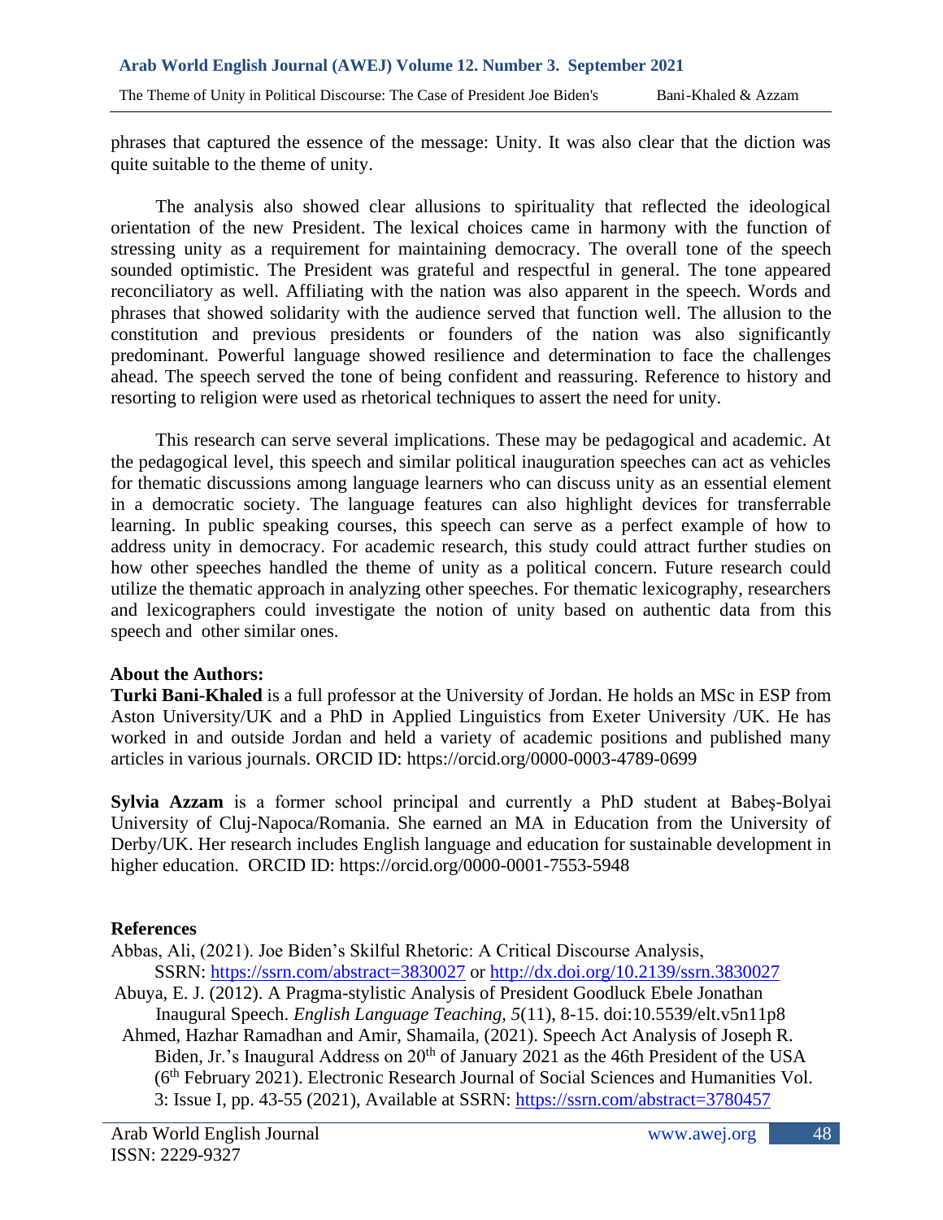phrases that captured the essence of the message: Unity. It was also clear that the diction was quite suitable to the theme of unity.

The analysis also showed clear allusions to spirituality that reflected the ideological orientation of the new President. The lexical choices came in harmony with the function of stressing unity as a requirement for maintaining democracy. The overall tone of the speech sounded optimistic. The President was grateful and respectful in general. The tone appeared reconciliatory as well. Affiliating with the nation was also apparent in the speech. Words and phrases that showed solidarity with the audience served that function well. The allusion to the constitution and previous presidents or founders of the nation was also significantly predominant. Powerful language showed resilience and determination to face the challenges ahead. The speech served the tone of being confident and reassuring. Reference to history and resorting to religion were used as rhetorical techniques to assert the need for unity.

This research can serve several implications. These may be pedagogical and academic. At the pedagogical level, this speech and similar political inauguration speeches can act as vehicles for thematic discussions among language learners who can discuss unity as an essential element in a democratic society. The language features can also highlight devices for transferrable learning. In public speaking courses, this speech can serve as a perfect example of how to address unity in democracy. For academic research, this study could attract further studies on how other speeches handled the theme of unity as a political concern. Future research could utilize the thematic approach in analyzing other speeches. For thematic lexicography, researchers and lexicographers could investigate the notion of unity based on authentic data from this speech and other similar ones.

## About the Authors:

**Turki Bani-Khaled** is a full professor at the University of Jordan. He holds an MSc in ESP from Aston University/UK and a PhD in Applied Linguistics from Exeter University /UK. He has worked in and outside Jordan and held a variety of academic positions and published many articles in various journals. ORCID ID: https://orcid.org/0000-0003-4789-0699

**Sylvia Azzam** is a former school principal and currently a PhD student at Babeş-Bolyai University of Cluj-Napoca/Romania. She earned an MA in Education from the University of Derby/UK. Her research includes English language and education for sustainable development in higher education. ORCID ID: https://orcid.org/0000-0001-7553-5948

## References

Abbas, Ali, (2021). Joe Biden's Skilful Rhetoric: A Critical Discourse Analysis, SSRN: https://ssrn.com/abstract=3830027 or http://dx.doi.org/10.2139/ssrn.3830027

Abuya, E. J. (2012). A Pragma-stylistic Analysis of President Goodluck Ebele Jonathan Inaugural Speech. *English Language Teaching, 5*(11), 8-15. doi:10.5539/elt.v5n11p8

Ahmed, Hazhar Ramadhan and Amir, Shamaila, (2021). Speech Act Analysis of Joseph R. Biden, Jr.'s Inaugural Address on 20th of January 2021 as the 46th President of the USA (6th February 2021). Electronic Research Journal of Social Sciences and Humanities Vol. 3: Issue I, pp. 43-55 (2021), Available at SSRN: https://ssrn.com/abstract=3780457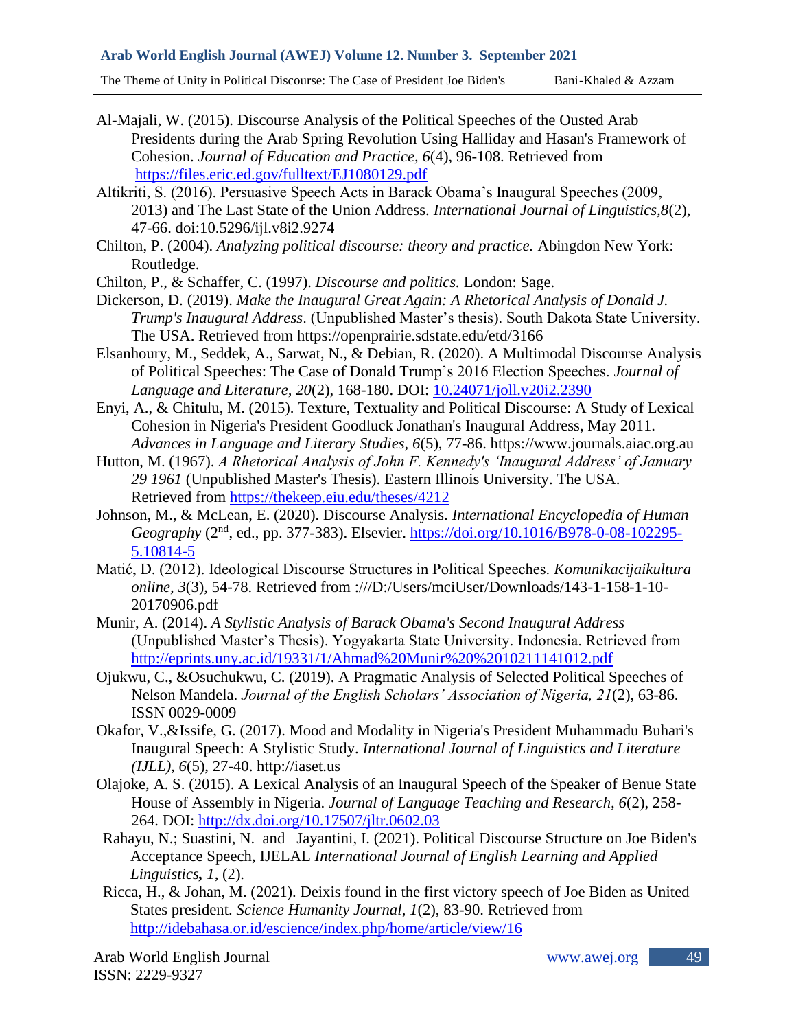Al-Majali, W. (2015). Discourse Analysis of the Political Speeches of the Ousted Arab Presidents during the Arab Spring Revolution Using Halliday and Hasan's Framework of Cohesion. *Journal of Education and Practice, 6*(4), 96-108. Retrieved from https://files.eric.ed.gov/fulltext/EJ1080129.pdf

Altikriti, S. (2016). Persuasive Speech Acts in Barack Obama's Inaugural Speeches (2009, 2013) and The Last State of the Union Address. *International Journal of Linguistics,8*(2), 47-66. doi:10.5296/ijl.v8i2.9274

Chilton, P. (2004). *Analyzing political discourse: theory and practice.* Abingdon New York: Routledge.

Chilton, P., & Schaffer, C. (1997). *Discourse and politics.* London: Sage.

Dickerson, D. (2019). *Make the Inaugural Great Again: A Rhetorical Analysis of Donald J. Trump's Inaugural Address*. (Unpublished Master's thesis). South Dakota State University. The USA. Retrieved from https://openprairie.sdstate.edu/etd/3166

Elsanhoury, M., Seddek, A., Sarwat, N., & Debian, R. (2020). A Multimodal Discourse Analysis of Political Speeches: The Case of Donald Trump's 2016 Election Speeches. *Journal of Language and Literature, 20*(2), 168-180. DOI: 10.24071/joll.v20i2.2390

Enyi, A., & Chitulu, M. (2015). Texture, Textuality and Political Discourse: A Study of Lexical Cohesion in Nigeria's President Goodluck Jonathan's Inaugural Address, May 2011. *Advances in Language and Literary Studies, 6*(5), 77-86. https://www.journals.aiac.org.au

Hutton, M. (1967). *A Rhetorical Analysis of John F. Kennedy's 'Inaugural Address' of January 29 1961* (Unpublished Master's Thesis). Eastern Illinois University. The USA. Retrieved from https://thekeep.eiu.edu/theses/4212

Johnson, M., & McLean, E. (2020). Discourse Analysis. *International Encyclopedia of Human Geography* (2nd, ed., pp. 377-383). Elsevier. https://doi.org/10.1016/B978-0-08-102295-5.10814-5

Matić, D. (2012). Ideological Discourse Structures in Political Speeches. *Komunikacijaikultura online, 3*(3), 54-78. Retrieved from :///D:/Users/mciUser/Downloads/143-1-158-1-10-20170906.pdf

Munir, A. (2014). *A Stylistic Analysis of Barack Obama's Second Inaugural Address* (Unpublished Master's Thesis). Yogyakarta State University. Indonesia. Retrieved from http://eprints.uny.ac.id/19331/1/Ahmad%20Munir%20%2010211141012.pdf

Ojukwu, C., &Osuchukwu, C. (2019). A Pragmatic Analysis of Selected Political Speeches of Nelson Mandela. *Journal of the English Scholars' Association of Nigeria, 21*(2), 63-86. ISSN 0029-0009

Okafor, V.,&Issife, G. (2017). Mood and Modality in Nigeria's President Muhammadu Buhari's Inaugural Speech: A Stylistic Study. *International Journal of Linguistics and Literature (IJLL), 6*(5), 27-40. http://iaset.us

Olajoke, A. S. (2015). A Lexical Analysis of an Inaugural Speech of the Speaker of Benue State House of Assembly in Nigeria. *Journal of Language Teaching and Research, 6*(2), 258-264. DOI: http://dx.doi.org/10.17507/jltr.0602.03

Rahayu, N.; Suastini, N. and Jayantini, I. (2021). Political Discourse Structure on Joe Biden's Acceptance Speech, IJELAL *International Journal of English Learning and Applied Linguistics, 1*, (2).

Ricca, H., & Johan, M. (2021). Deixis found in the first victory speech of Joe Biden as United States president. *Science Humanity Journal, 1*(2), 83-90. Retrieved from http://idebahasa.or.id/escience/index.php/home/article/view/16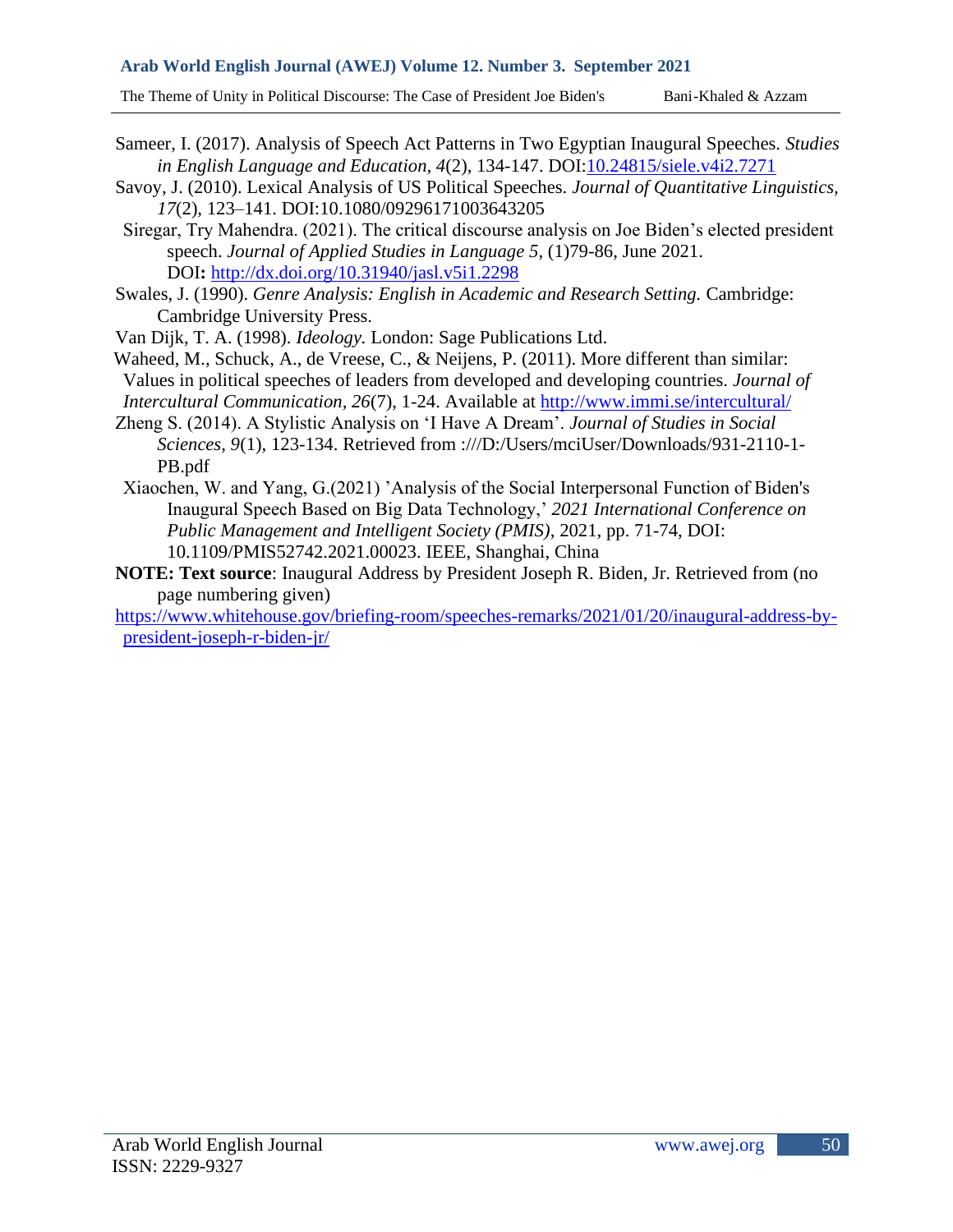Sameer, I. (2017). Analysis of Speech Act Patterns in Two Egyptian Inaugural Speeches. *Studies in English Language and Education*, *4*(2), 134-147. DOI:10.24815/siele.v4i2.7271

Savoy, J. (2010). Lexical Analysis of US Political Speeches. *Journal of Quantitative Linguistics, 17*(2), 123–141. DOI:10.1080/09296171003643205

Siregar, Try Mahendra. (2021). The critical discourse analysis on Joe Biden's elected president speech. *Journal of Applied Studies in Language 5*, (1)79-86, June 2021. DOI**:** http://dx.doi.org/10.31940/jasl.v5i1.2298

Swales, J. (1990). *Genre Analysis: English in Academic and Research Setting.* Cambridge: Cambridge University Press.

Van Dijk, T. A. (1998). *Ideology.* London: Sage Publications Ltd.

Waheed, M., Schuck, A., de Vreese, C., & Neijens, P. (2011). More different than similar: Values in political speeches of leaders from developed and developing countries. *Journal of Intercultural Communication, 26*(7), 1-24. Available at http://www.immi.se/intercultural/

Zheng S. (2014). A Stylistic Analysis on 'I Have A Dream'. *Journal of Studies in Social Sciences, 9*(1), 123-134. Retrieved from :///D:/Users/mciUser/Downloads/931-2110-1-PB.pdf

Xiaochen, W. and Yang, G.(2021) 'Analysis of the Social Interpersonal Function of Biden's Inaugural Speech Based on Big Data Technology,' *2021 International Conference on Public Management and Intelligent Society (PMIS)*, 2021, pp. 71-74, DOI: 10.1109/PMIS52742.2021.00023. IEEE, Shanghai, China

**NOTE: Text source**: Inaugural Address by President Joseph R. Biden, Jr. Retrieved from (no page numbering given) https://www.whitehouse.gov/briefing-room/speeches-remarks/2021/01/20/inaugural-address-by-president-joseph-r-biden-jr/